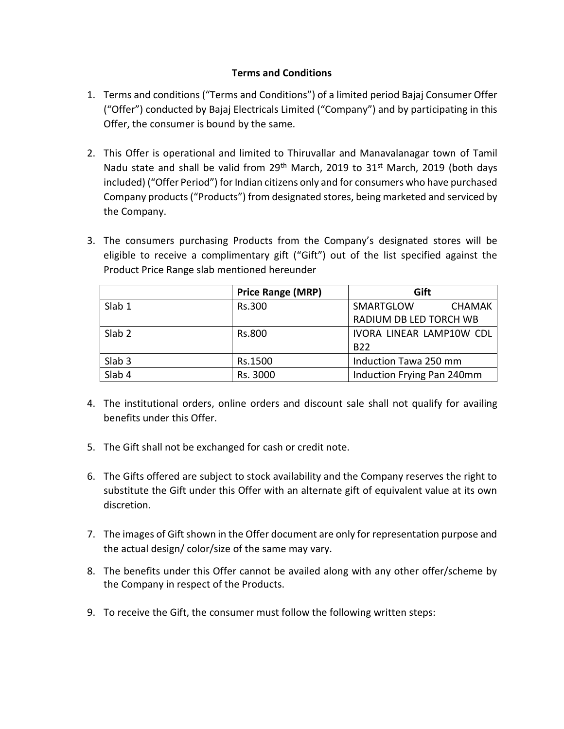**Terms and Conditions**

1. Terms and conditions ("Terms and Conditions") of a limited period Bajaj Consumer Offer ("Offer") conducted by Bajaj Electricals Limited ("Company") and by participating in this Offer, the consumer is bound by the same.

2. This Offer is operational and limited to Thiruvallar and Manavalanagar town of Tamil Nadu state and shall be valid from 29th March, 2019 to 31st March, 2019 (both days included) ("Offer Period") for Indian citizens only and for consumers who have purchased Company products ("Products") from designated stores, being marketed and serviced by the Company.

3. The consumers purchasing Products from the Company's designated stores will be eligible to receive a complimentary gift ("Gift") out of the list specified against the Product Price Range slab mentioned hereunder

| | Price Range (MRP) | Gift |
|---|---|---|
| Slab 1 | Rs.300 | SMARTGLOW CHAMAK RADIUM DB LED TORCH WB |
| Slab 2 | Rs.800 | IVORA LINEAR LAMP10W CDL B22 |
| Slab 3 | Rs.1500 | Induction Tawa 250 mm |
| Slab 4 | Rs. 3000 | Induction Frying Pan 240mm |

4. The institutional orders, online orders and discount sale shall not qualify for availing benefits under this Offer.

5. The Gift shall not be exchanged for cash or credit note.

6. The Gifts offered are subject to stock availability and the Company reserves the right to substitute the Gift under this Offer with an alternate gift of equivalent value at its own discretion.

7. The images of Gift shown in the Offer document are only for representation purpose and the actual design/ color/size of the same may vary.

8. The benefits under this Offer cannot be availed along with any other offer/scheme by the Company in respect of the Products.

9. To receive the Gift, the consumer must follow the following written steps: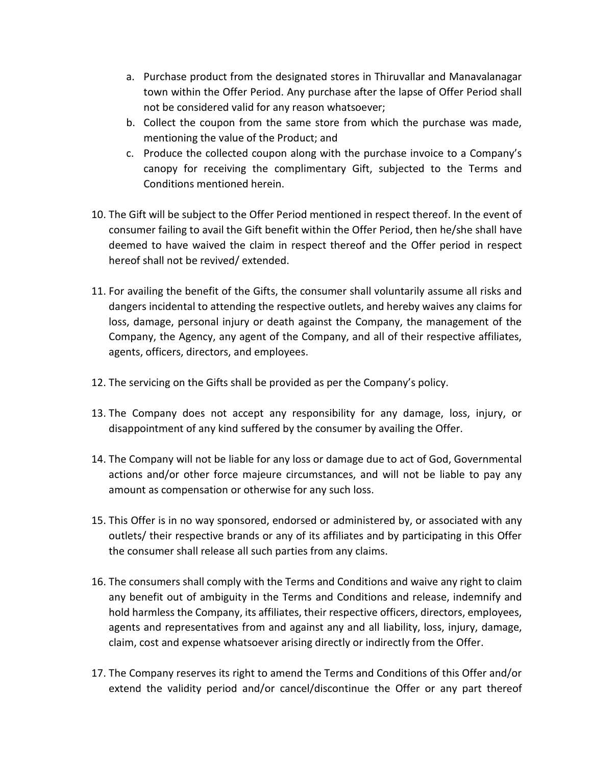a. Purchase product from the designated stores in Thiruvallar and Manavalanagar town within the Offer Period. Any purchase after the lapse of Offer Period shall not be considered valid for any reason whatsoever;
b. Collect the coupon from the same store from which the purchase was made, mentioning the value of the Product; and
c. Produce the collected coupon along with the purchase invoice to a Company's canopy for receiving the complimentary Gift, subjected to the Terms and Conditions mentioned herein.

10. The Gift will be subject to the Offer Period mentioned in respect thereof. In the event of consumer failing to avail the Gift benefit within the Offer Period, then he/she shall have deemed to have waived the claim in respect thereof and the Offer period in respect hereof shall not be revived/ extended.

11. For availing the benefit of the Gifts, the consumer shall voluntarily assume all risks and dangers incidental to attending the respective outlets, and hereby waives any claims for loss, damage, personal injury or death against the Company, the management of the Company, the Agency, any agent of the Company, and all of their respective affiliates, agents, officers, directors, and employees.

12. The servicing on the Gifts shall be provided as per the Company's policy.

13. The Company does not accept any responsibility for any damage, loss, injury, or disappointment of any kind suffered by the consumer by availing the Offer.

14. The Company will not be liable for any loss or damage due to act of God, Governmental actions and/or other force majeure circumstances, and will not be liable to pay any amount as compensation or otherwise for any such loss.

15. This Offer is in no way sponsored, endorsed or administered by, or associated with any outlets/ their respective brands or any of its affiliates and by participating in this Offer the consumer shall release all such parties from any claims.

16. The consumers shall comply with the Terms and Conditions and waive any right to claim any benefit out of ambiguity in the Terms and Conditions and release, indemnify and hold harmless the Company, its affiliates, their respective officers, directors, employees, agents and representatives from and against any and all liability, loss, injury, damage, claim, cost and expense whatsoever arising directly or indirectly from the Offer.

17. The Company reserves its right to amend the Terms and Conditions of this Offer and/or extend the validity period and/or cancel/discontinue the Offer or any part thereof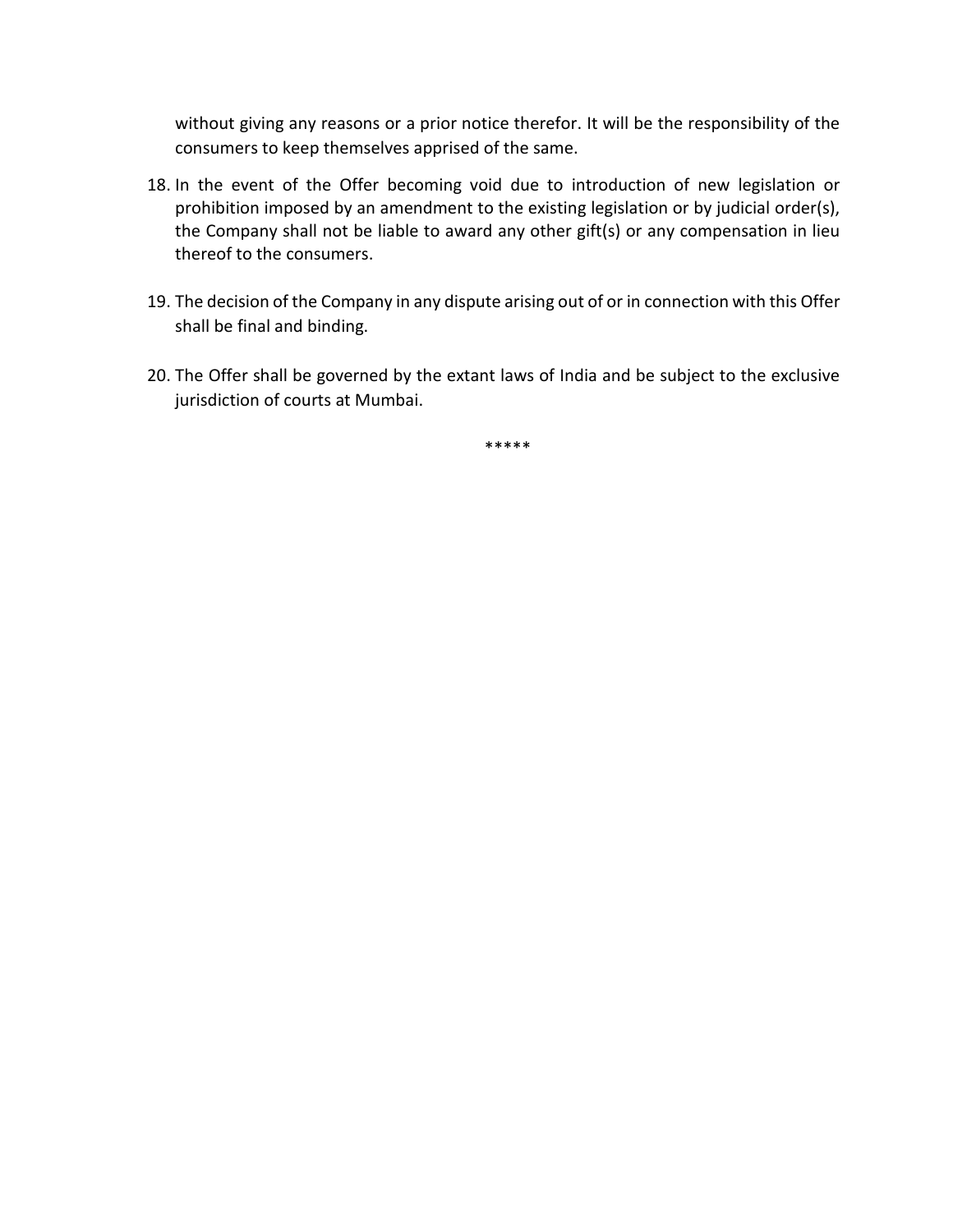without giving any reasons or a prior notice therefor. It will be the responsibility of the consumers to keep themselves apprised of the same.

18. In the event of the Offer becoming void due to introduction of new legislation or prohibition imposed by an amendment to the existing legislation or by judicial order(s), the Company shall not be liable to award any other gift(s) or any compensation in lieu thereof to the consumers.

19. The decision of the Company in any dispute arising out of or in connection with this Offer shall be final and binding.

20. The Offer shall be governed by the extant laws of India and be subject to the exclusive jurisdiction of courts at Mumbai.

*****